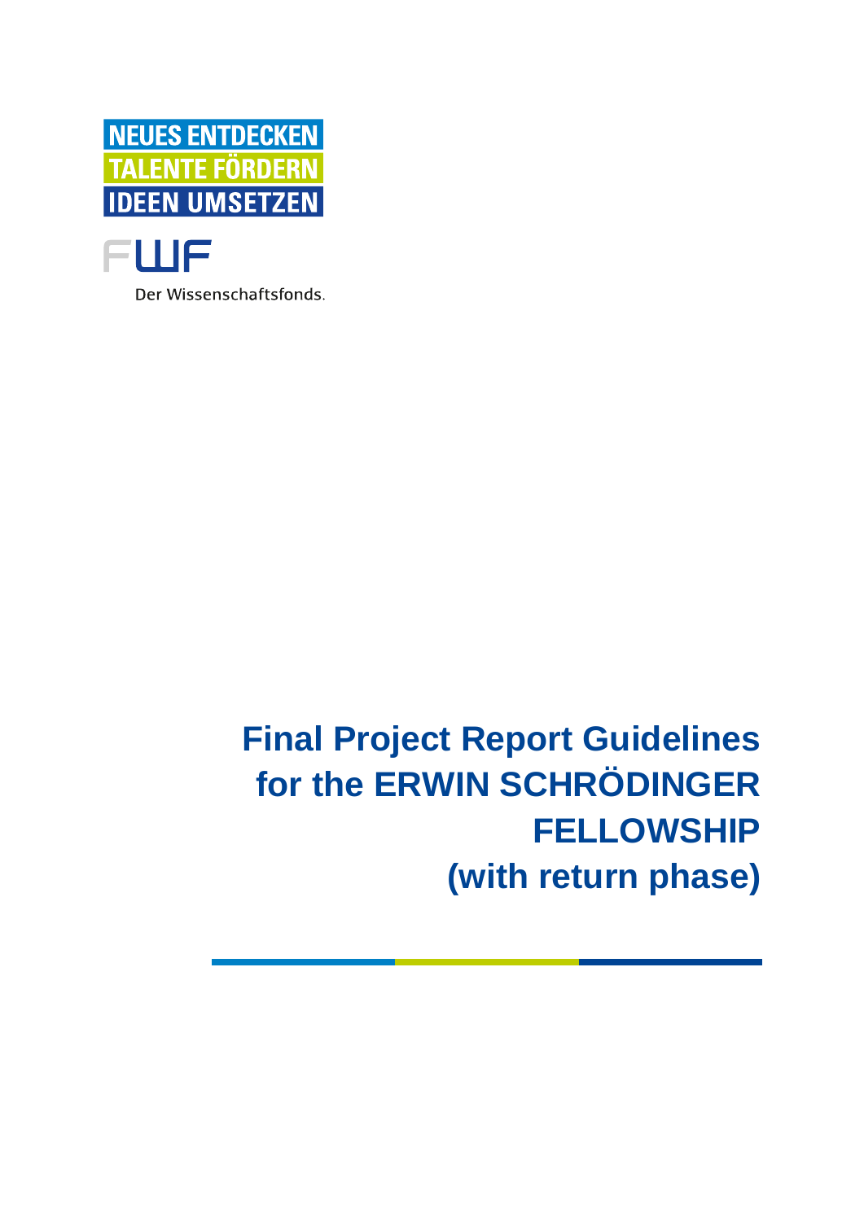NEUES ENTDECKEN
TALENTE FÖRDERN
IDEEN UMSETZEN

FWF

Der Wissenschaftsfonds.

# Final Project Report Guidelines for the ERWIN SCHRÖDINGER FELLOWSHIP (with return phase)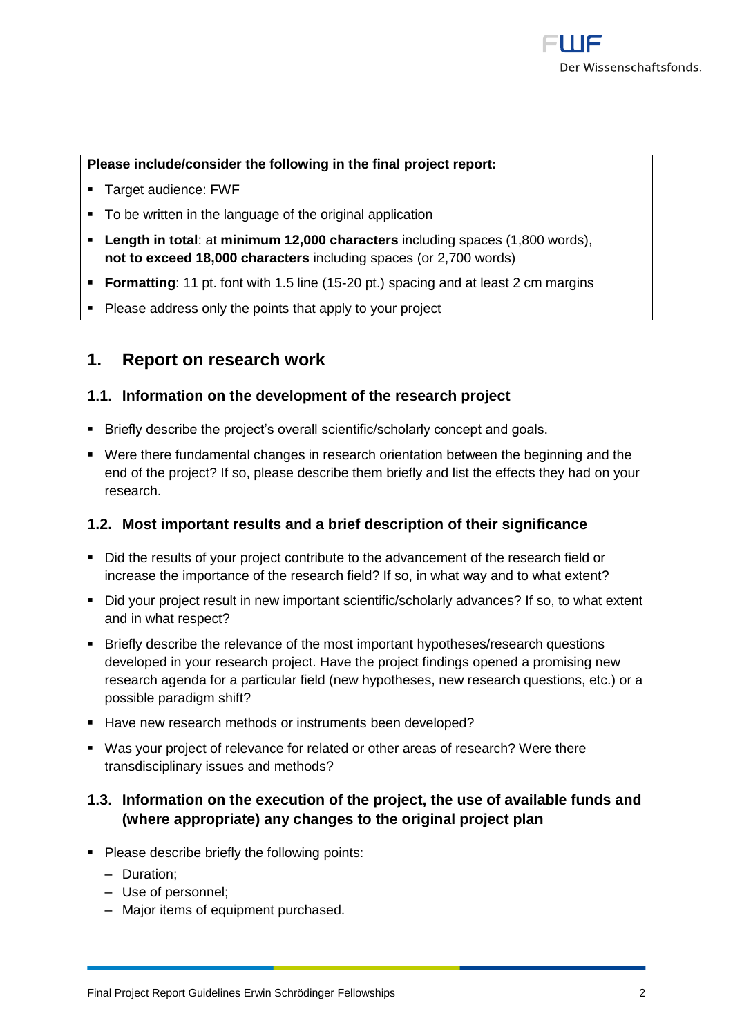**Please include/consider the following in the final project report:**

- Target audience: FWF
- To be written in the language of the original application
- **Length in total**: at **minimum 12,000 characters** including spaces (1,800 words), **not to exceed 18,000 characters** including spaces (or 2,700 words)
- **Formatting**: 11 pt. font with 1.5 line (15-20 pt.) spacing and at least 2 cm margins
- Please address only the points that apply to your project

## 1. Report on research work

### 1.1. Information on the development of the research project

- Briefly describe the project's overall scientific/scholarly concept and goals.
- Were there fundamental changes in research orientation between the beginning and the end of the project? If so, please describe them briefly and list the effects they had on your research.

### 1.2. Most important results and a brief description of their significance

- Did the results of your project contribute to the advancement of the research field or increase the importance of the research field? If so, in what way and to what extent?
- Did your project result in new important scientific/scholarly advances? If so, to what extent and in what respect?
- Briefly describe the relevance of the most important hypotheses/research questions developed in your research project. Have the project findings opened a promising new research agenda for a particular field (new hypotheses, new research questions, etc.) or a possible paradigm shift?
- Have new research methods or instruments been developed?
- Was your project of relevance for related or other areas of research? Were there transdisciplinary issues and methods?

### 1.3. Information on the execution of the project, the use of available funds and (where appropriate) any changes to the original project plan

- Please describe briefly the following points:
  - Duration;
  - Use of personnel;
  - Major items of equipment purchased.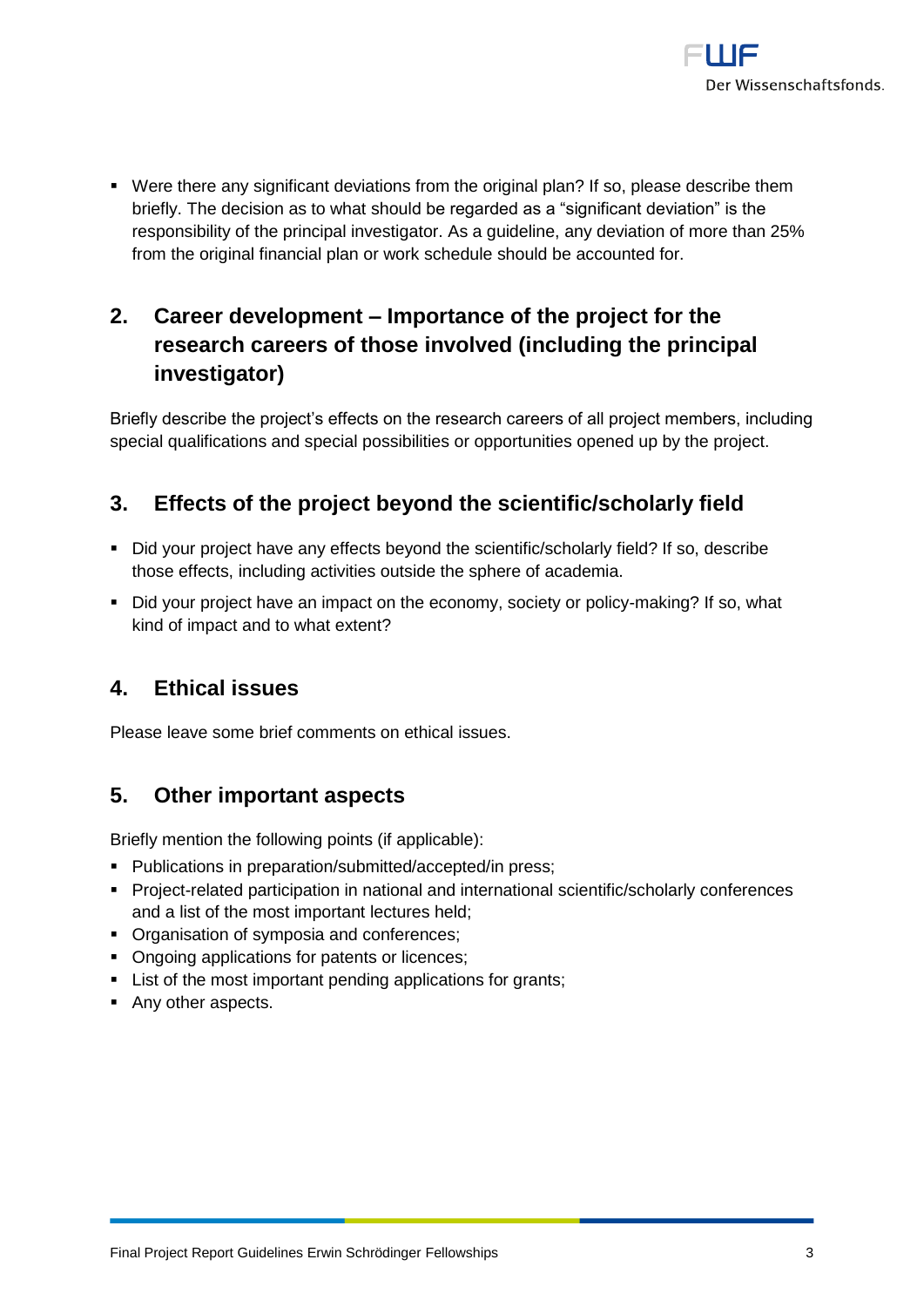- Were there any significant deviations from the original plan? If so, please describe them briefly. The decision as to what should be regarded as a “significant deviation” is the responsibility of the principal investigator. As a guideline, any deviation of more than 25% from the original financial plan or work schedule should be accounted for.

## 2. Career development – Importance of the project for the research careers of those involved (including the principal investigator)

Briefly describe the project’s effects on the research careers of all project members, including special qualifications and special possibilities or opportunities opened up by the project.

## 3. Effects of the project beyond the scientific/scholarly field

- Did your project have any effects beyond the scientific/scholarly field? If so, describe those effects, including activities outside the sphere of academia.
- Did your project have an impact on the economy, society or policy-making? If so, what kind of impact and to what extent?

## 4. Ethical issues

Please leave some brief comments on ethical issues.

## 5. Other important aspects

Briefly mention the following points (if applicable):

- Publications in preparation/submitted/accepted/in press;
- Project-related participation in national and international scientific/scholarly conferences and a list of the most important lectures held;
- Organisation of symposia and conferences;
- Ongoing applications for patents or licences;
- List of the most important pending applications for grants;
- Any other aspects.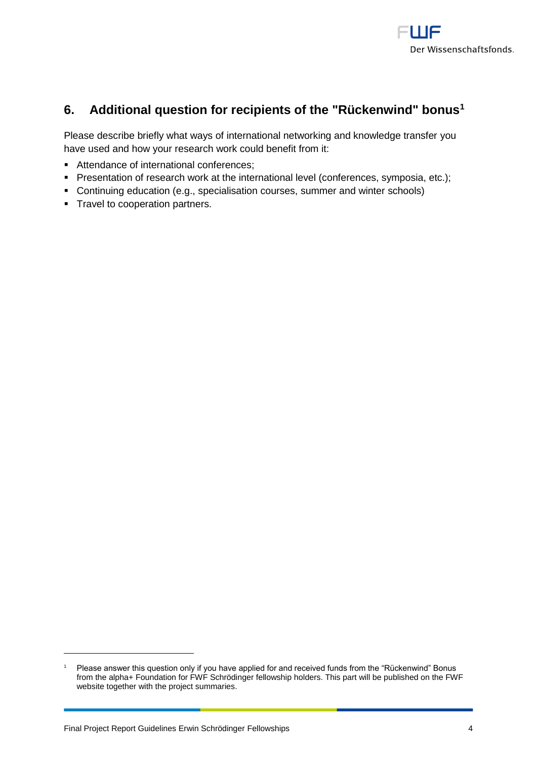## 6. Additional question for recipients of the "Rückenwind" bonus[1]

Please describe briefly what ways of international networking and knowledge transfer you have used and how your research work could benefit from it:

- Attendance of international conferences;
- Presentation of research work at the international level (conferences, symposia, etc.);
- Continuing education (e.g., specialisation courses, summer and winter schools)
- Travel to cooperation partners.

[1] Please answer this question only if you have applied for and received funds from the "Rückenwind" Bonus from the alpha+ Foundation for FWF Schrödinger fellowship holders. This part will be published on the FWF website together with the project summaries.